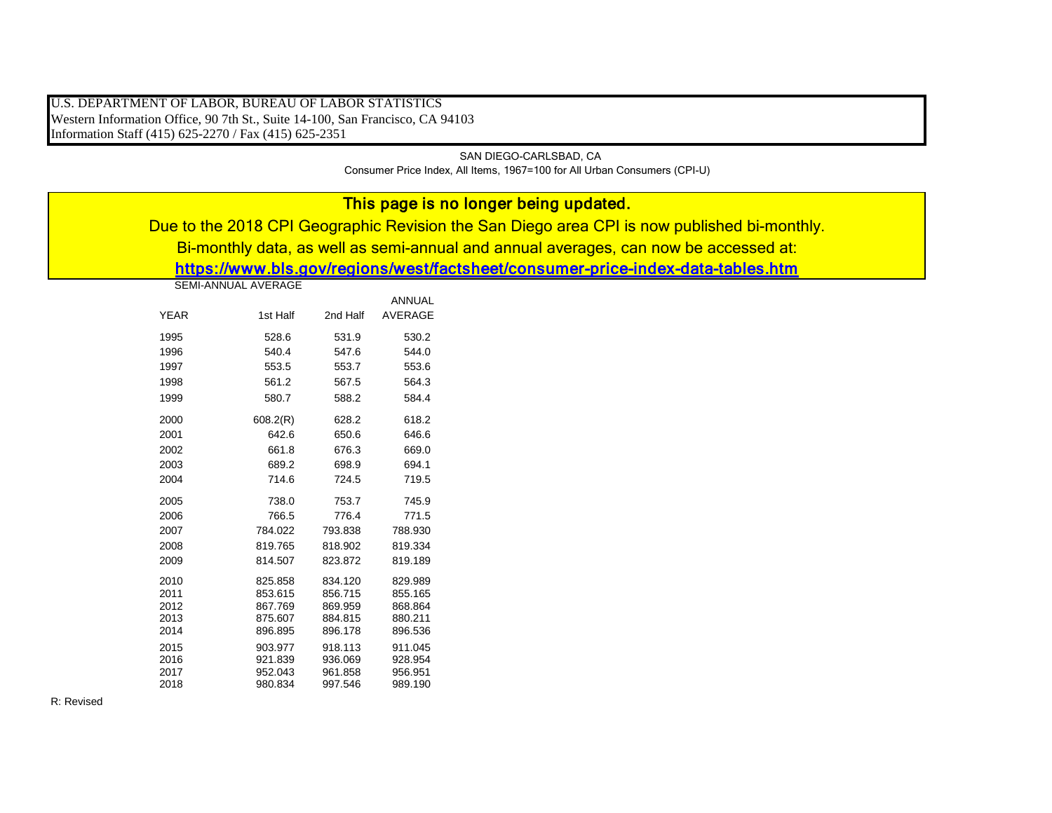U.S. DEPARTMENT OF LABOR, BUREAU OF LABOR STATISTICS
Western Information Office, 90 7th St., Suite 14-100, San Francisco, CA 94103
Information Staff (415) 625-2270 / Fax (415) 625-2351

SAN DIEGO-CARLSBAD, CA
Consumer Price Index, All Items, 1967=100 for All Urban Consumers (CPI-U)

**This page is no longer being updated.**
Due to the 2018 CPI Geographic Revision the San Diego area CPI is now published bi-monthly.
Bi-monthly data, as well as semi-annual and annual averages, can now be accessed at:
**https://www.bls.gov/regions/west/factsheet/consumer-price-index-data-tables.htm**

SEMI-ANNUAL AVERAGE

| YEAR | 1st Half | 2nd Half | ANNUAL AVERAGE |
|---|---|---|---|
| 1995 | 528.6 | 531.9 | 530.2 |
| 1996 | 540.4 | 547.6 | 544.0 |
| 1997 | 553.5 | 553.7 | 553.6 |
| 1998 | 561.2 | 567.5 | 564.3 |
| 1999 | 580.7 | 588.2 | 584.4 |
| 2000 | 608.2(R) | 628.2 | 618.2 |
| 2001 | 642.6 | 650.6 | 646.6 |
| 2002 | 661.8 | 676.3 | 669.0 |
| 2003 | 689.2 | 698.9 | 694.1 |
| 2004 | 714.6 | 724.5 | 719.5 |
| 2005 | 738.0 | 753.7 | 745.9 |
| 2006 | 766.5 | 776.4 | 771.5 |
| 2007 | 784.022 | 793.838 | 788.930 |
| 2008 | 819.765 | 818.902 | 819.334 |
| 2009 | 814.507 | 823.872 | 819.189 |
| 2010 | 825.858 | 834.120 | 829.989 |
| 2011 | 853.615 | 856.715 | 855.165 |
| 2012 | 867.769 | 869.959 | 868.864 |
| 2013 | 875.607 | 884.815 | 880.211 |
| 2014 | 896.895 | 896.178 | 896.536 |
| 2015 | 903.977 | 918.113 | 911.045 |
| 2016 | 921.839 | 936.069 | 928.954 |
| 2017 | 952.043 | 961.858 | 956.951 |
| 2018 | 980.834 | 997.546 | 989.190 |

R: Revised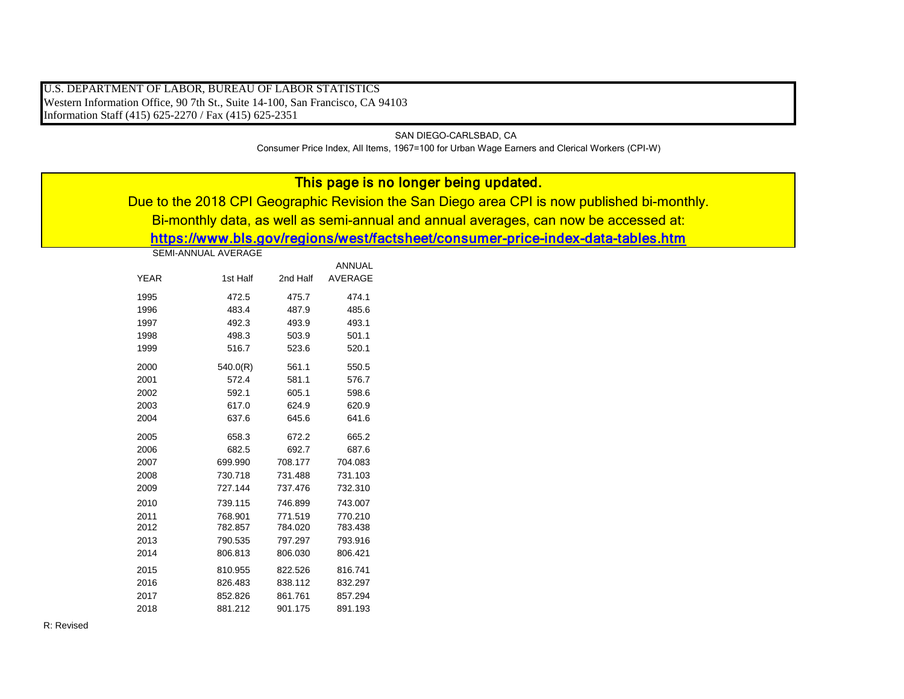U.S. DEPARTMENT OF LABOR, BUREAU OF LABOR STATISTICS
Western Information Office, 90 7th St., Suite 14-100, San Francisco, CA 94103
Information Staff (415) 625-2270 / Fax (415) 625-2351

SAN DIEGO-CARLSBAD, CA

Consumer Price Index, All Items, 1967=100 for Urban Wage Earners and Clerical Workers (CPI-W)

**This page is no longer being updated.**

Due to the 2018 CPI Geographic Revision the San Diego area CPI is now published bi-monthly.

Bi-monthly data, as well as semi-annual and annual averages, can now be accessed at:

**https://www.bls.gov/regions/west/factsheet/consumer-price-index-data-tables.htm**

| | SEMI-ANNUAL AVERAGE | | |
|---|---|---|---|
| YEAR | 1st Half | 2nd Half | ANNUAL AVERAGE |
| 1995 | 472.5 | 475.7 | 474.1 |
| 1996 | 483.4 | 487.9 | 485.6 |
| 1997 | 492.3 | 493.9 | 493.1 |
| 1998 | 498.3 | 503.9 | 501.1 |
| 1999 | 516.7 | 523.6 | 520.1 |
| 2000 | 540.0(R) | 561.1 | 550.5 |
| 2001 | 572.4 | 581.1 | 576.7 |
| 2002 | 592.1 | 605.1 | 598.6 |
| 2003 | 617.0 | 624.9 | 620.9 |
| 2004 | 637.6 | 645.6 | 641.6 |
| 2005 | 658.3 | 672.2 | 665.2 |
| 2006 | 682.5 | 692.7 | 687.6 |
| 2007 | 699.990 | 708.177 | 704.083 |
| 2008 | 730.718 | 731.488 | 731.103 |
| 2009 | 727.144 | 737.476 | 732.310 |
| 2010 | 739.115 | 746.899 | 743.007 |
| 2011 | 768.901 | 771.519 | 770.210 |
| 2012 | 782.857 | 784.020 | 783.438 |
| 2013 | 790.535 | 797.297 | 793.916 |
| 2014 | 806.813 | 806.030 | 806.421 |
| 2015 | 810.955 | 822.526 | 816.741 |
| 2016 | 826.483 | 838.112 | 832.297 |
| 2017 | 852.826 | 861.761 | 857.294 |
| 2018 | 881.212 | 901.175 | 891.193 |

R: Revised